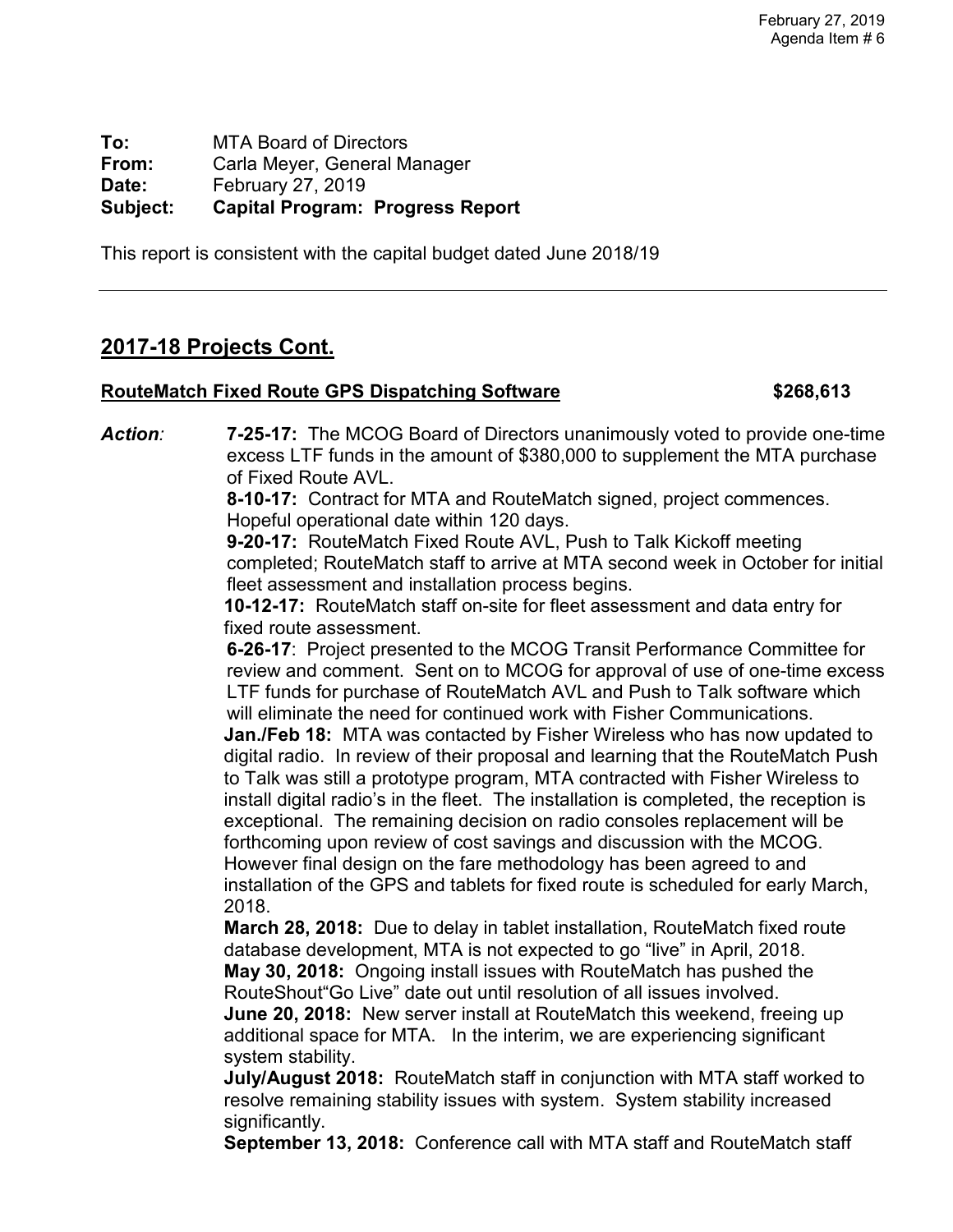February 27, 2019
Agenda Item # 6

**To:** MTA Board of Directors
**From:** Carla Meyer, General Manager
**Date:** February 27, 2019
**Subject:** **Capital Program: Progress Report**

This report is consistent with the capital budget dated June 2018/19

---

## 2017-18 Projects Cont.

**RouteMatch Fixed Route GPS Dispatching Software** **$268,613**

***Action:***

**7-25-17:** The MCOG Board of Directors unanimously voted to provide one-time excess LTF funds in the amount of $380,000 to supplement the MTA purchase of Fixed Route AVL.

**8-10-17:** Contract for MTA and RouteMatch signed, project commences. Hopeful operational date within 120 days.

**9-20-17:** RouteMatch Fixed Route AVL, Push to Talk Kickoff meeting completed; RouteMatch staff to arrive at MTA second week in October for initial fleet assessment and installation process begins.

**10-12-17:** RouteMatch staff on-site for fleet assessment and data entry for fixed route assessment.

**6-26-17**: Project presented to the MCOG Transit Performance Committee for review and comment. Sent on to MCOG for approval of use of one-time excess LTF funds for purchase of RouteMatch AVL and Push to Talk software which will eliminate the need for continued work with Fisher Communications.

**Jan./Feb 18:** MTA was contacted by Fisher Wireless who has now updated to digital radio. In review of their proposal and learning that the RouteMatch Push to Talk was still a prototype program, MTA contracted with Fisher Wireless to install digital radio's in the fleet. The installation is completed, the reception is exceptional. The remaining decision on radio consoles replacement will be forthcoming upon review of cost savings and discussion with the MCOG. However final design on the fare methodology has been agreed to and installation of the GPS and tablets for fixed route is scheduled for early March, 2018.

**March 28, 2018:** Due to delay in tablet installation, RouteMatch fixed route database development, MTA is not expected to go "live" in April, 2018.

**May 30, 2018:** Ongoing install issues with RouteMatch has pushed the RouteShout"Go Live" date out until resolution of all issues involved.

**June 20, 2018:** New server install at RouteMatch this weekend, freeing up additional space for MTA. In the interim, we are experiencing significant system stability.

**July/August 2018:** RouteMatch staff in conjunction with MTA staff worked to resolve remaining stability issues with system. System stability increased significantly.

**September 13, 2018:** Conference call with MTA staff and RouteMatch staff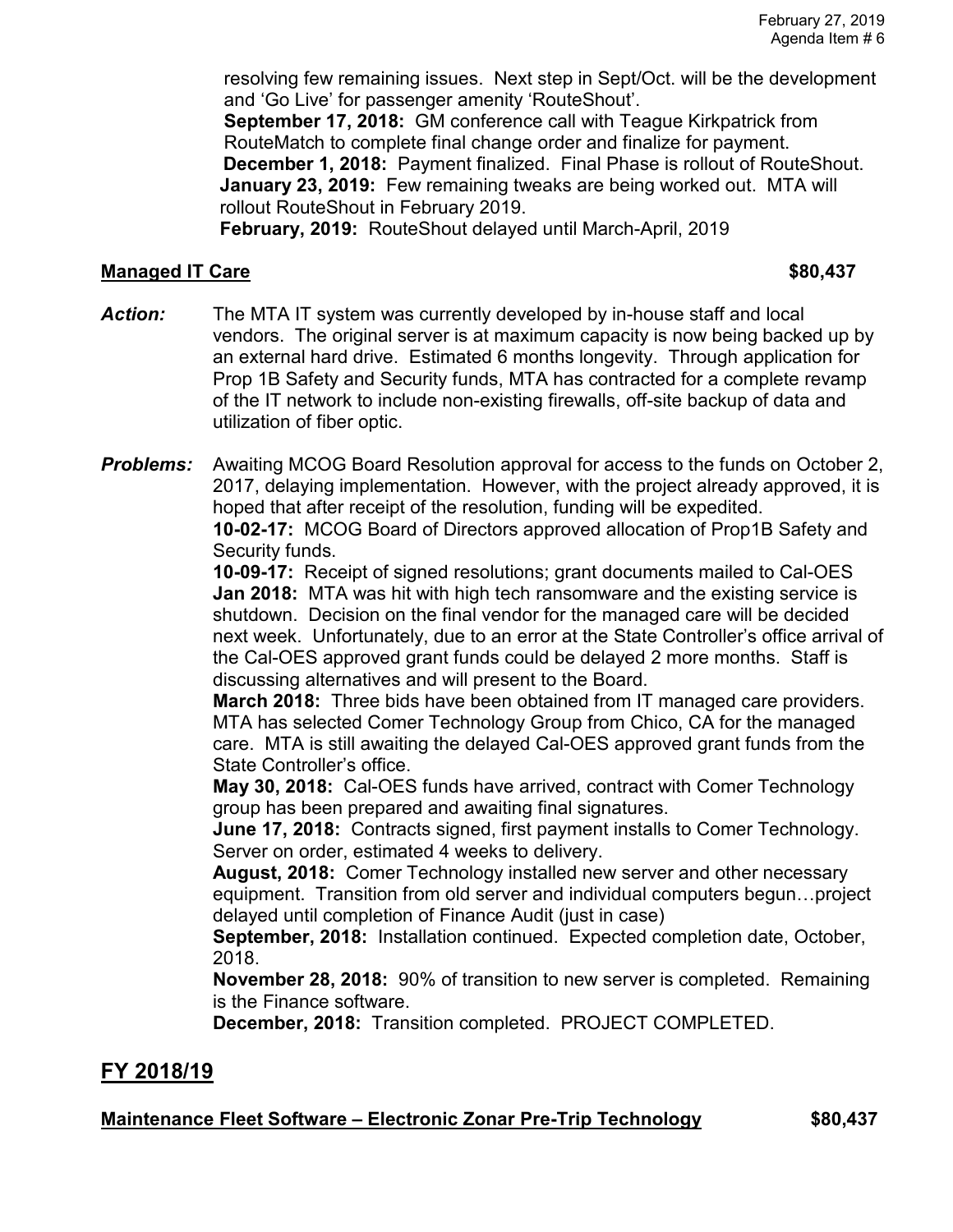resolving few remaining issues. Next step in Sept/Oct. will be the development and 'Go Live' for passenger amenity 'RouteShout'.
**September 17, 2018:** GM conference call with Teague Kirkpatrick from RouteMatch to complete final change order and finalize for payment.
**December 1, 2018:** Payment finalized. Final Phase is rollout of RouteShout.
**January 23, 2019:** Few remaining tweaks are being worked out. MTA will rollout RouteShout in February 2019.
**February, 2019:** RouteShout delayed until March-April, 2019

**Managed IT Care** **$80,437**

***Action:*** The MTA IT system was currently developed by in-house staff and local vendors. The original server is at maximum capacity is now being backed up by an external hard drive. Estimated 6 months longevity. Through application for Prop 1B Safety and Security funds, MTA has contracted for a complete revamp of the IT network to include non-existing firewalls, off-site backup of data and utilization of fiber optic.

***Problems:*** Awaiting MCOG Board Resolution approval for access to the funds on October 2, 2017, delaying implementation. However, with the project already approved, it is hoped that after receipt of the resolution, funding will be expedited.
**10-02-17:** MCOG Board of Directors approved allocation of Prop1B Safety and Security funds.
**10-09-17:** Receipt of signed resolutions; grant documents mailed to Cal-OES
**Jan 2018:** MTA was hit with high tech ransomware and the existing service is shutdown. Decision on the final vendor for the managed care will be decided next week. Unfortunately, due to an error at the State Controller's office arrival of the Cal-OES approved grant funds could be delayed 2 more months. Staff is discussing alternatives and will present to the Board.
**March 2018:** Three bids have been obtained from IT managed care providers. MTA has selected Comer Technology Group from Chico, CA for the managed care. MTA is still awaiting the delayed Cal-OES approved grant funds from the State Controller's office.
**May 30, 2018:** Cal-OES funds have arrived, contract with Comer Technology group has been prepared and awaiting final signatures.
**June 17, 2018:** Contracts signed, first payment installs to Comer Technology. Server on order, estimated 4 weeks to delivery.
**August, 2018:** Comer Technology installed new server and other necessary equipment. Transition from old server and individual computers begun…project delayed until completion of Finance Audit (just in case)
**September, 2018:** Installation continued. Expected completion date, October, 2018.
**November 28, 2018:** 90% of transition to new server is completed. Remaining is the Finance software.
**December, 2018:** Transition completed. PROJECT COMPLETED.

## FY 2018/19

**Maintenance Fleet Software – Electronic Zonar Pre-Trip Technology** **$80,437**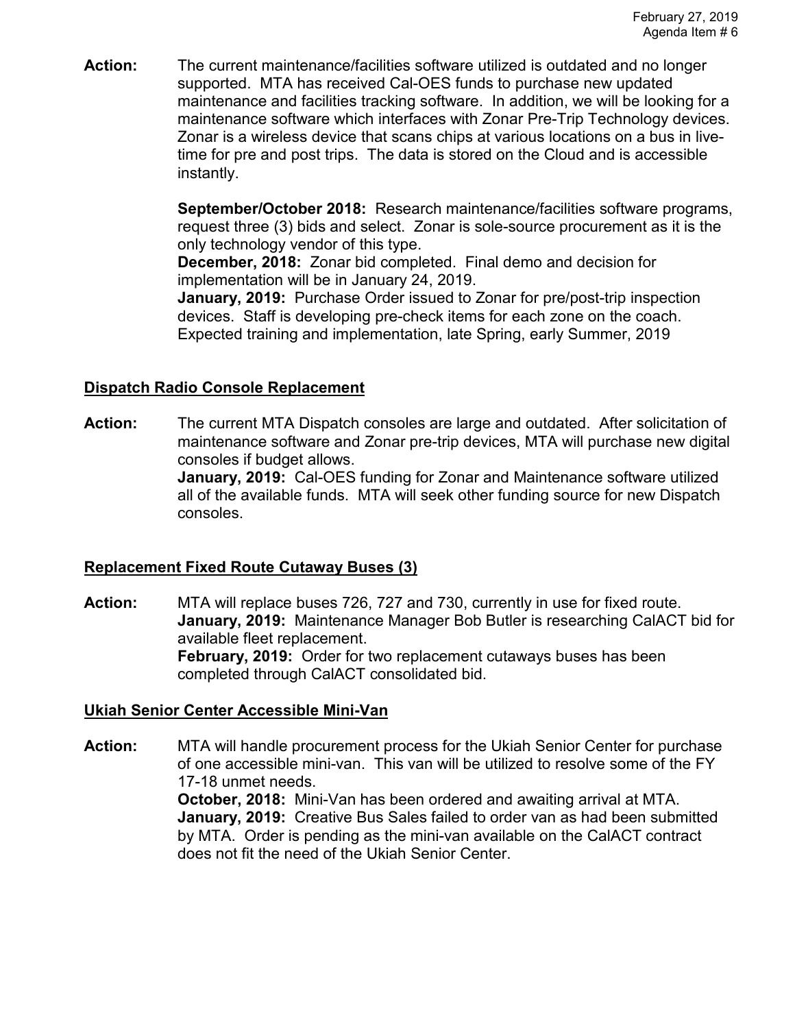**Action:** The current maintenance/facilities software utilized is outdated and no longer supported. MTA has received Cal-OES funds to purchase new updated maintenance and facilities tracking software. In addition, we will be looking for a maintenance software which interfaces with Zonar Pre-Trip Technology devices. Zonar is a wireless device that scans chips at various locations on a bus in live-time for pre and post trips. The data is stored on the Cloud and is accessible instantly.

**September/October 2018:** Research maintenance/facilities software programs, request three (3) bids and select. Zonar is sole-source procurement as it is the only technology vendor of this type.
**December, 2018:** Zonar bid completed. Final demo and decision for implementation will be in January 24, 2019.
**January, 2019:** Purchase Order issued to Zonar for pre/post-trip inspection devices. Staff is developing pre-check items for each zone on the coach. Expected training and implementation, late Spring, early Summer, 2019

## Dispatch Radio Console Replacement

**Action:** The current MTA Dispatch consoles are large and outdated. After solicitation of maintenance software and Zonar pre-trip devices, MTA will purchase new digital consoles if budget allows.
**January, 2019:** Cal-OES funding for Zonar and Maintenance software utilized all of the available funds. MTA will seek other funding source for new Dispatch consoles.

## Replacement Fixed Route Cutaway Buses (3)

**Action:** MTA will replace buses 726, 727 and 730, currently in use for fixed route.
**January, 2019:** Maintenance Manager Bob Butler is researching CalACT bid for available fleet replacement.
**February, 2019:** Order for two replacement cutaways buses has been completed through CalACT consolidated bid.

## Ukiah Senior Center Accessible Mini-Van

**Action:** MTA will handle procurement process for the Ukiah Senior Center for purchase of one accessible mini-van. This van will be utilized to resolve some of the FY 17-18 unmet needs.
**October, 2018:** Mini-Van has been ordered and awaiting arrival at MTA.
**January, 2019:** Creative Bus Sales failed to order van as had been submitted by MTA. Order is pending as the mini-van available on the CalACT contract does not fit the need of the Ukiah Senior Center.